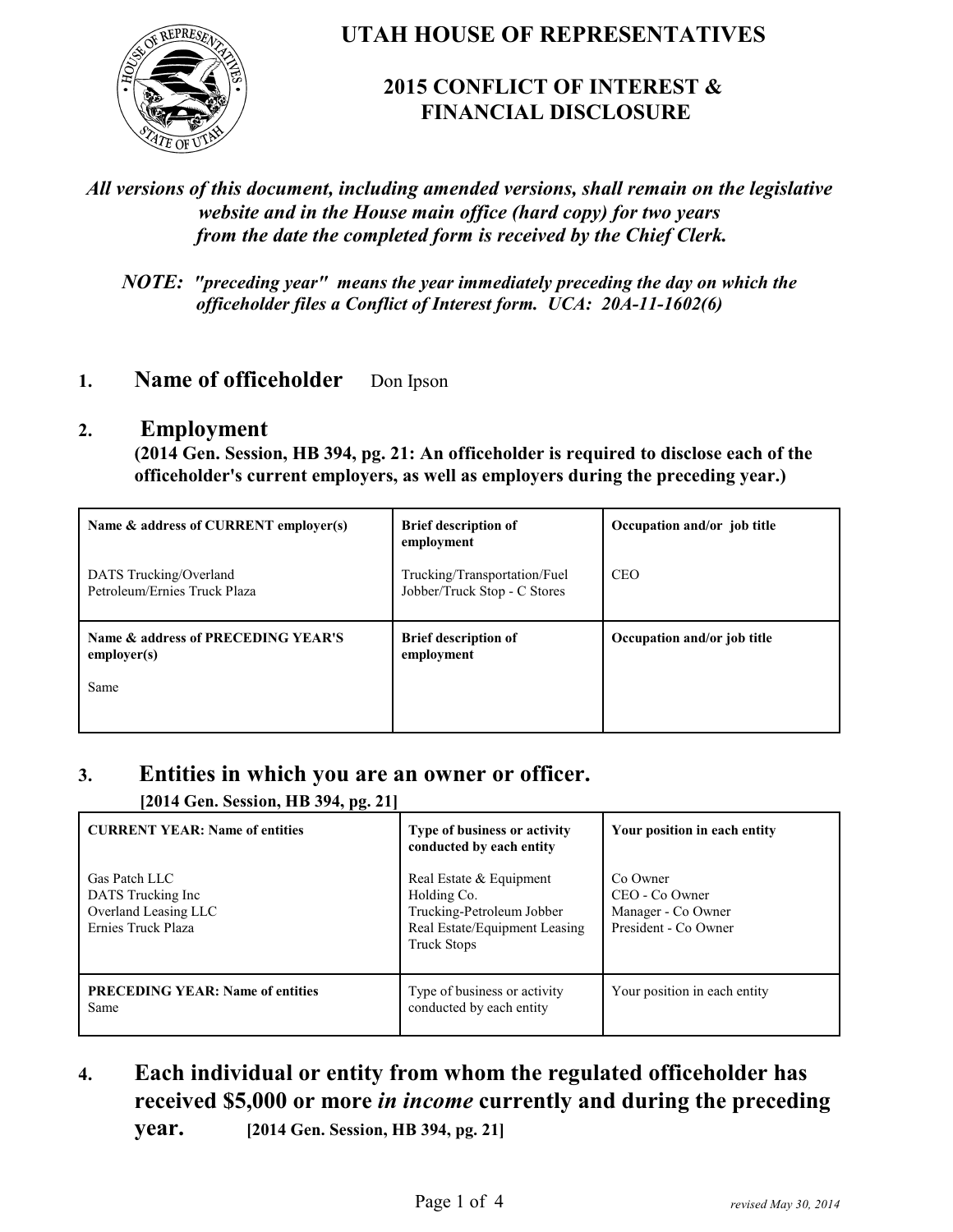# UTAH HOUSE OF REPRESENTATIVES

## 2015 CONFLICT OF INTEREST & FINANCIAL DISCLOSURE

***All versions of this document, including amended versions, shall remain on the legislative website and in the House main office (hard copy) for two years from the date the completed form is received by the Chief Clerk.***

***NOTE: "preceding year" means the year immediately preceding the day on which the officeholder files a Conflict of Interest form. UCA: 20A-11-1602(6)***

**1. Name of officeholder** Don Ipson

**2. Employment**

**(2014 Gen. Session, HB 394, pg. 21: An officeholder is required to disclose each of the officeholder's current employers, as well as employers during the preceding year.)**

| Name & address of CURRENT employer(s) | Brief description of employment | Occupation and/or job title |
|---|---|---|
| DATS Trucking/Overland Petroleum/Ernies Truck Plaza | Trucking/Transportation/Fuel Jobber/Truck Stop - C Stores | CEO |
| **Name & address of PRECEDING YEAR'S employer(s)** | **Brief description of employment** | **Occupation and/or job title** |
| Same | | |

**3. Entities in which you are an owner or officer.**

**[2014 Gen. Session, HB 394, pg. 21]**

| CURRENT YEAR: Name of entities | Type of business or activity conducted by each entity | Your position in each entity |
|---|---|---|
| Gas Patch LLC<br>DATS Trucking Inc<br>Overland Leasing LLC<br>Ernies Truck Plaza | Real Estate & Equipment Holding Co.<br>Trucking-Petroleum Jobber<br>Real Estate/Equipment Leasing<br>Truck Stops | Co Owner<br>CEO - Co Owner<br>Manager - Co Owner<br>President - Co Owner |
| **PRECEDING YEAR: Name of entities**<br>Same | Type of business or activity conducted by each entity | Your position in each entity |

**4. Each individual or entity from whom the regulated officeholder has received \$5,000 or more *in income* currently and during the preceding year.** **[2014 Gen. Session, HB 394, pg. 21]**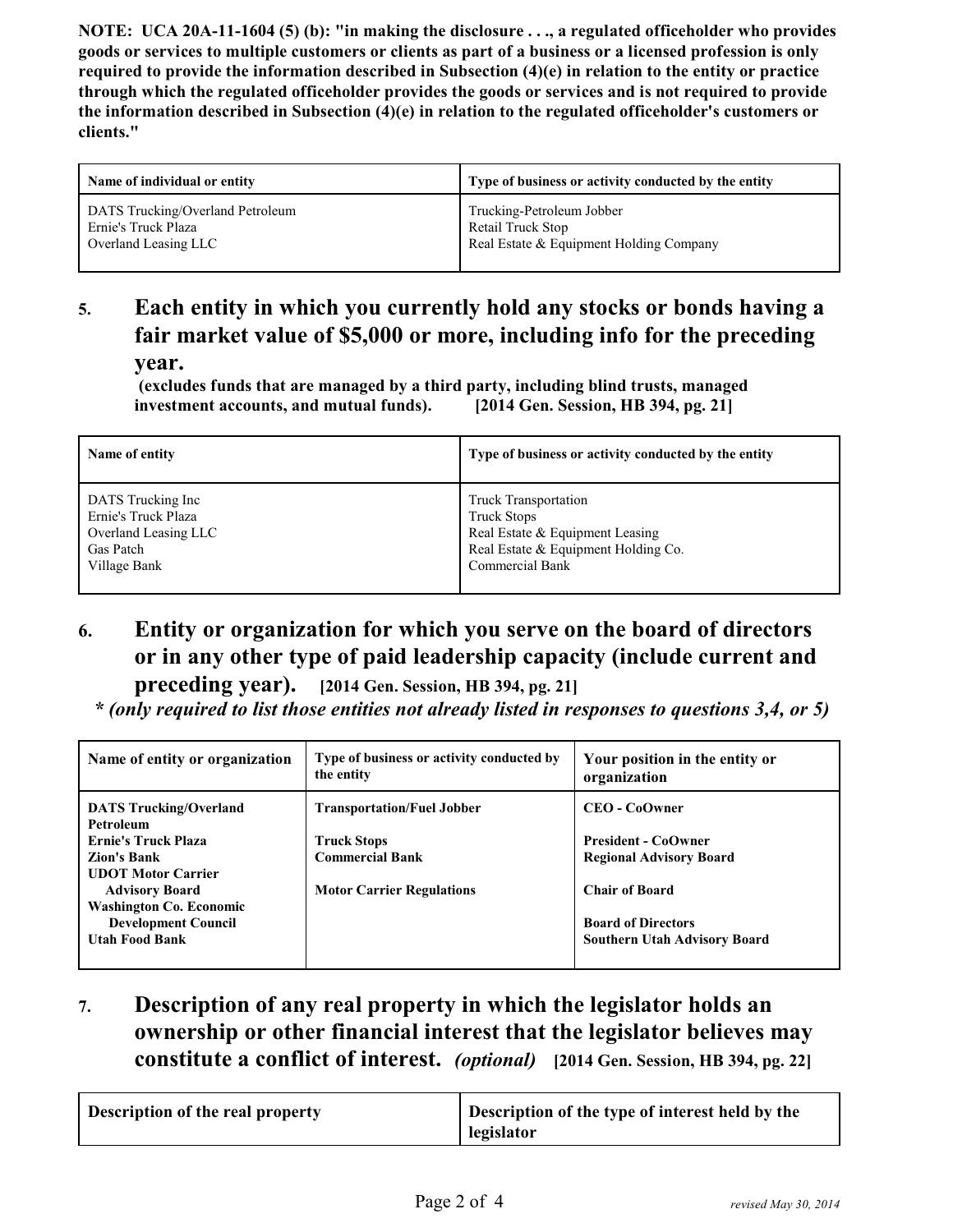**NOTE: UCA 20A-11-1604 (5) (b): "in making the disclosure . . ., a regulated officeholder who provides goods or services to multiple customers or clients as part of a business or a licensed profession is only required to provide the information described in Subsection (4)(e) in relation to the entity or practice through which the regulated officeholder provides the goods or services and is not required to provide the information described in Subsection (4)(e) in relation to the regulated officeholder's customers or clients."**

| Name of individual or entity | Type of business or activity conducted by the entity |
|---|---|
| DATS Trucking/Overland Petroleum<br>Ernie's Truck Plaza<br>Overland Leasing LLC | Trucking-Petroleum Jobber<br>Retail Truck Stop<br>Real Estate & Equipment Holding Company |

## 5. Each entity in which you currently hold any stocks or bonds having a fair market value of $5,000 or more, including info for the preceding year.

**(excludes funds that are managed by a third party, including blind trusts, managed investment accounts, and mutual funds). [2014 Gen. Session, HB 394, pg. 21]**

| Name of entity | Type of business or activity conducted by the entity |
|---|---|
| DATS Trucking Inc<br>Ernie's Truck Plaza<br>Overland Leasing LLC<br>Gas Patch<br>Village Bank | Truck Transportation<br>Truck Stops<br>Real Estate & Equipment Leasing<br>Real Estate & Equipment Holding Co.<br>Commercial Bank |

## 6. Entity or organization for which you serve on the board of directors or in any other type of paid leadership capacity (include current and preceding year). [2014 Gen. Session, HB 394, pg. 21]

***\* (only required to list those entities not already listed in responses to questions 3,4, or 5)***

| Name of entity or organization | Type of business or activity conducted by the entity | Your position in the entity or organization |
|---|---|---|
| **DATS Trucking/Overland Petroleum** | **Transportation/Fuel Jobber** | **CEO - CoOwner** |
| **Ernie's Truck Plaza** | **Truck Stops** | **President - CoOwner** |
| **Zion's Bank** | **Commercial Bank** | **Regional Advisory Board** |
| **UDOT Motor Carrier Advisory Board** | **Motor Carrier Regulations** | **Chair of Board** |
| **Washington Co. Economic Development Council** | | **Board of Directors** |
| **Utah Food Bank** | | **Southern Utah Advisory Board** |

## 7. Description of any real property in which the legislator holds an ownership or other financial interest that the legislator believes may constitute a conflict of interest. *(optional)* [2014 Gen. Session, HB 394, pg. 22]

| Description of the real property | Description of the type of interest held by the legislator |
|---|---|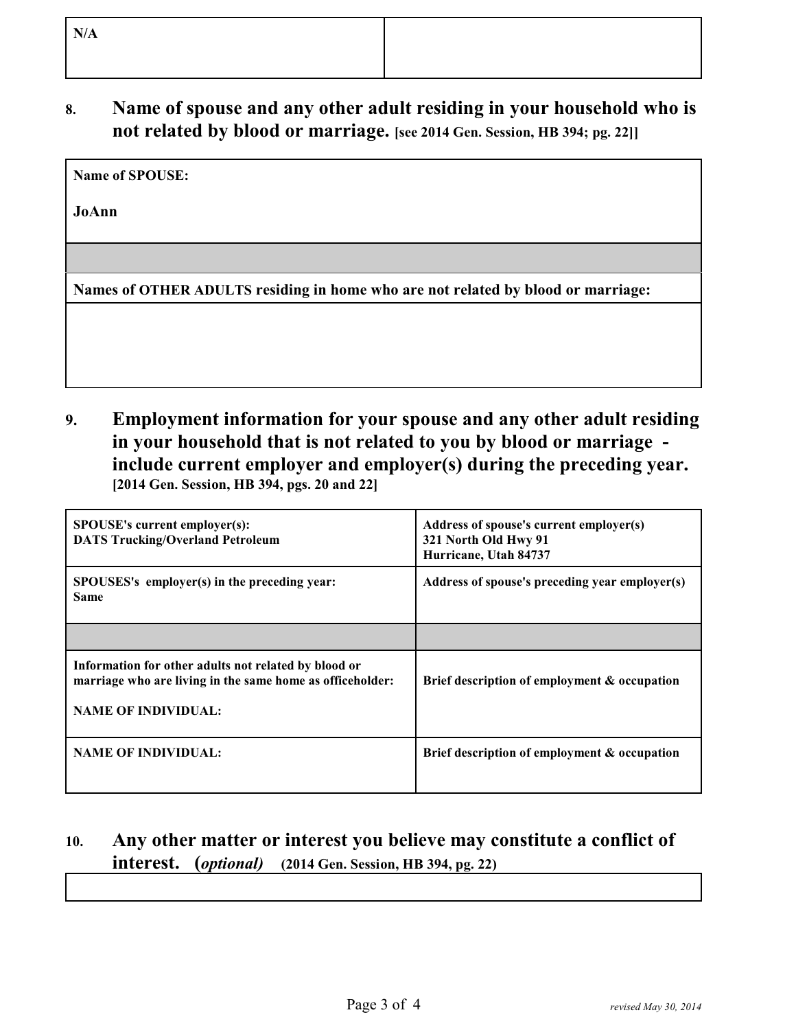| N/A | |
|---|---|

## 8. Name of spouse and any other adult residing in your household who is not related by blood or marriage. [see 2014 Gen. Session, HB 394; pg. 22]]

| Name of SPOUSE: |
|---|
| JoAnn |
| |
| **Names of OTHER ADULTS residing in home who are not related by blood or marriage:** |
| |

## 9. Employment information for your spouse and any other adult residing in your household that is not related to you by blood or marriage - include current employer and employer(s) during the preceding year. [2014 Gen. Session, HB 394, pgs. 20 and 22]

| SPOUSE's current employer(s): DATS Trucking/Overland Petroleum | Address of spouse's current employer(s) 321 North Old Hwy 91 Hurricane, Utah 84737 |
|---|---|
| **SPOUSES's employer(s) in the preceding year:** Same | **Address of spouse's preceding year employer(s)** |
| | |
| **Information for other adults not related by blood or marriage who are living in the same home as officeholder:** **NAME OF INDIVIDUAL:** | **Brief description of employment & occupation** |
| **NAME OF INDIVIDUAL:** | **Brief description of employment & occupation** |

## 10. Any other matter or interest you believe may constitute a conflict of interest. (*optional*) (2014 Gen. Session, HB 394, pg. 22)

| |
|---|
| |

*revised May 30, 2014*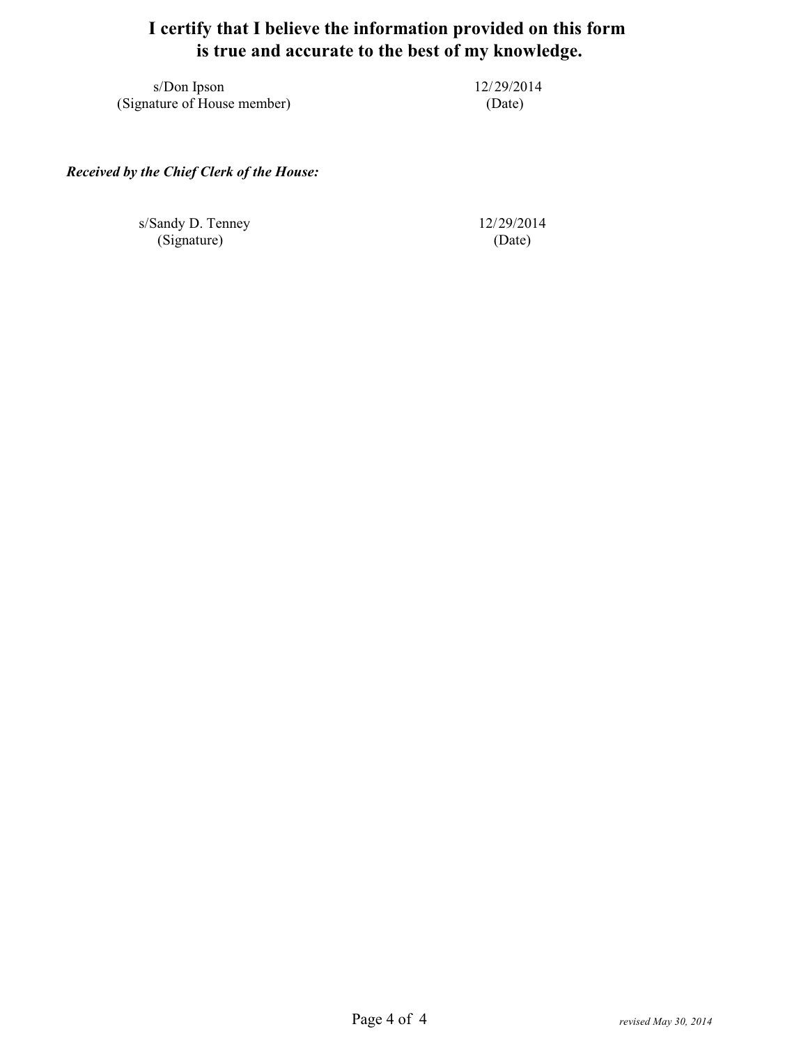## I certify that I believe the information provided on this form is true and accurate to the best of my knowledge.

| | |
|---|---|
| s/Don Ipson | 12/29/2014 |
| (Signature of House member) | (Date) |

***Received by the Chief Clerk of the House:***

| | |
|---|---|
| s/Sandy D. Tenney | 12/29/2014 |
| (Signature) | (Date) |

*revised May 30, 2014*